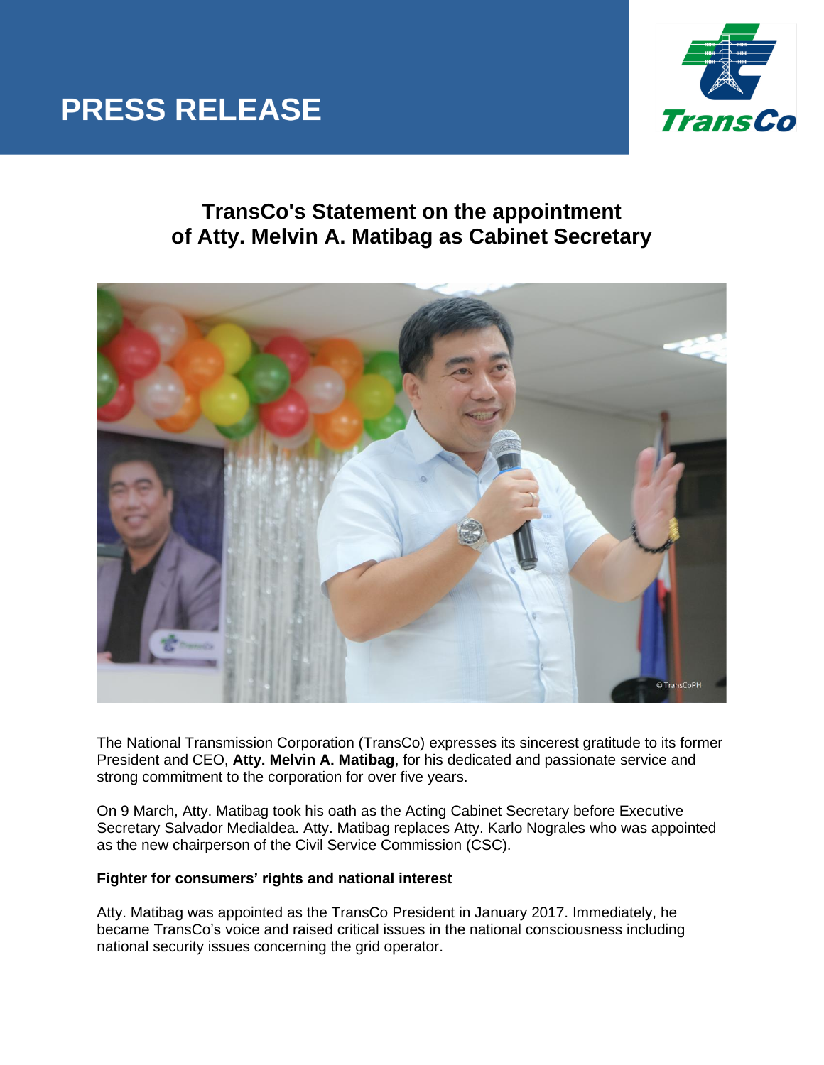# PRESS RELEASE

## TransCo's Statement on the appointment of Atty. Melvin A. Matibag as Cabinet Secretary

The National Transmission Corporation (TransCo) expresses its sincerest gratitude to its former President and CEO, **Atty. Melvin A. Matibag**, for his dedicated and passionate service and strong commitment to the corporation for over five years.

On 9 March, Atty. Matibag took his oath as the Acting Cabinet Secretary before Executive Secretary Salvador Medialdea. Atty. Matibag replaces Atty. Karlo Nograles who was appointed as the new chairperson of the Civil Service Commission (CSC).

**Fighter for consumers' rights and national interest**

Atty. Matibag was appointed as the TransCo President in January 2017. Immediately, he became TransCo's voice and raised critical issues in the national consciousness including national security issues concerning the grid operator.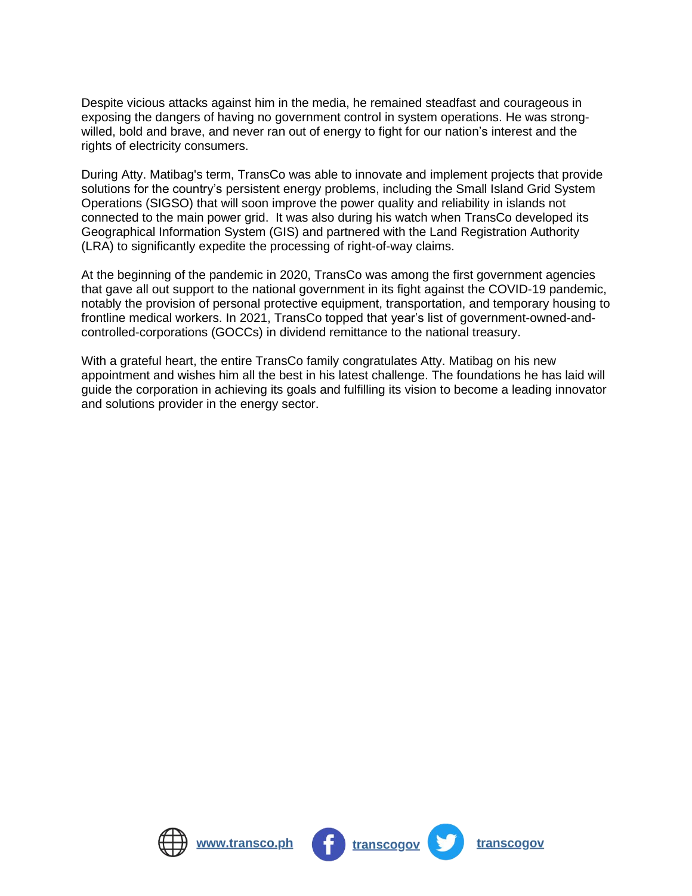Despite vicious attacks against him in the media, he remained steadfast and courageous in exposing the dangers of having no government control in system operations. He was strong-willed, bold and brave, and never ran out of energy to fight for our nation's interest and the rights of electricity consumers.

During Atty. Matibag's term, TransCo was able to innovate and implement projects that provide solutions for the country's persistent energy problems, including the Small Island Grid System Operations (SIGSO) that will soon improve the power quality and reliability in islands not connected to the main power grid. It was also during his watch when TransCo developed its Geographical Information System (GIS) and partnered with the Land Registration Authority (LRA) to significantly expedite the processing of right-of-way claims.

At the beginning of the pandemic in 2020, TransCo was among the first government agencies that gave all out support to the national government in its fight against the COVID-19 pandemic, notably the provision of personal protective equipment, transportation, and temporary housing to frontline medical workers. In 2021, TransCo topped that year's list of government-owned-and-controlled-corporations (GOCCs) in dividend remittance to the national treasury.

With a grateful heart, the entire TransCo family congratulates Atty. Matibag on his new appointment and wishes him all the best in his latest challenge. The foundations he has laid will guide the corporation in achieving its goals and fulfilling its vision to become a leading innovator and solutions provider in the energy sector.

www.transco.ph    transcogov    transcogov